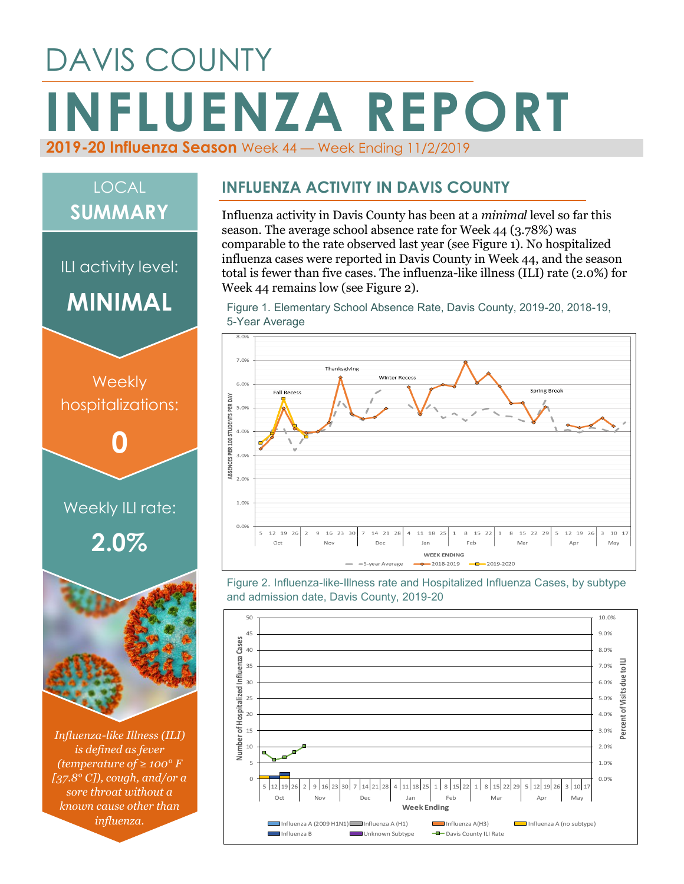# DAVIS COUNTY

# INFLUENZA REPORT

**2019-20 Influenza Season** Week 44 — Week Ending 11/2/2019

## LOCAL SUMMARY

ILI activity level:

**MINIMAL**

Weekly hospitalizations:

**0**

Weekly ILI rate:

**2.0%**

*Influenza-like Illness (ILI) is defined as fever (temperature of ≥ 100° F [37.8° C]), cough, and/or a sore throat without a known cause other than influenza.*

## INFLUENZA ACTIVITY IN DAVIS COUNTY

Influenza activity in Davis County has been at a *minimal* level so far this season. The average school absence rate for Week 44 (3.78%) was comparable to the rate observed last year (see Figure 1). No hospitalized influenza cases were reported in Davis County in Week 44, and the season total is fewer than five cases. The influenza-like illness (ILI) rate (2.0%) for Week 44 remains low (see Figure 2).

Figure 1. Elementary School Absence Rate, Davis County, 2019-20, 2018-19, 5-Year Average

Figure 2. Influenza-like-Illness rate and Hospitalized Influenza Cases, by subtype and admission date, Davis County, 2019-20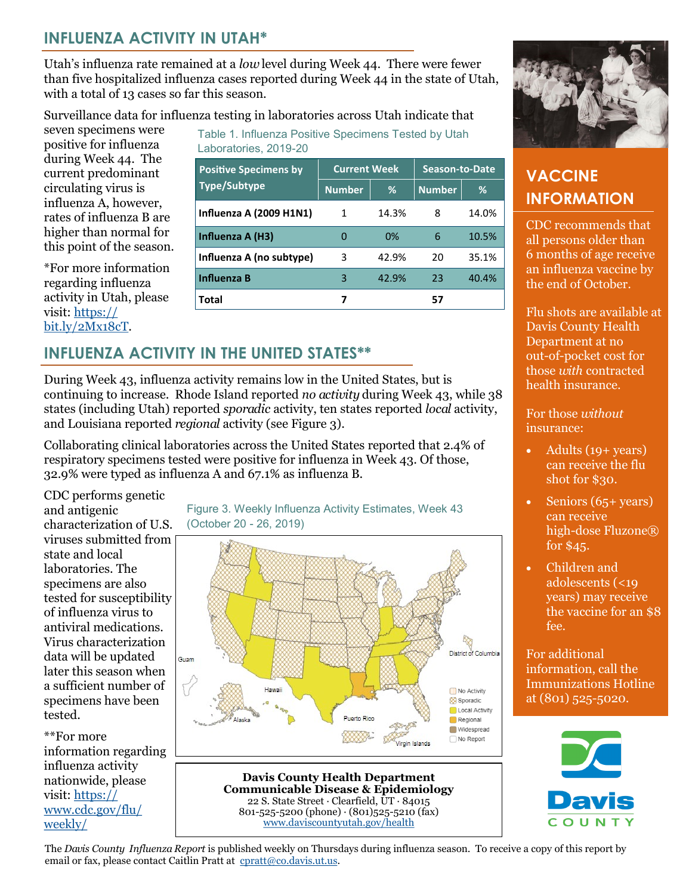## INFLUENZA ACTIVITY IN UTAH*

Utah's influenza rate remained at a *low* level during Week 44. There were fewer than five hospitalized influenza cases reported during Week 44 in the state of Utah, with a total of 13 cases so far this season.

Surveillance data for influenza testing in laboratories across Utah indicate that seven specimens were positive for influenza during Week 44. The current predominant circulating virus is influenza A, however, rates of influenza B are higher than normal for this point of the season.

*For more information regarding influenza activity in Utah, please visit: https://bit.ly/2Mx18cT.

Table 1. Influenza Positive Specimens Tested by Utah Laboratories, 2019-20

| Positive Specimens by Type/Subtype | Current Week | | Season-to-Date | |
|---|---|---|---|---|
| | Number | % | Number | % |
| Influenza A (2009 H1N1) | 1 | 14.3% | 8 | 14.0% |
| Influenza A (H3) | 0 | 0% | 6 | 10.5% |
| Influenza A (no subtype) | 3 | 42.9% | 20 | 35.1% |
| Influenza B | 3 | 42.9% | 23 | 40.4% |
| Total | 7 | | 57 | |

## INFLUENZA ACTIVITY IN THE UNITED STATES**

During Week 43, influenza activity remains low in the United States, but is continuing to increase. Rhode Island reported *no activity* during Week 43, while 38 states (including Utah) reported *sporadic* activity, ten states reported *local* activity, and Louisiana reported *regional* activity (see Figure 3).

Collaborating clinical laboratories across the United States reported that 2.4% of respiratory specimens tested were positive for influenza in Week 43. Of those, 32.9% were typed as influenza A and 67.1% as influenza B.

CDC performs genetic and antigenic characterization of U.S. viruses submitted from state and local laboratories. The specimens are also tested for susceptibility of influenza virus to antiviral medications. Virus characterization data will be updated later this season when a sufficient number of specimens have been tested.

**For more information regarding influenza activity nationwide, please visit: https://www.cdc.gov/flu/weekly/

Figure 3. Weekly Influenza Activity Estimates, Week 43 (October 20 - 26, 2019)

Guam
Hawaii
Alaska
Puerto Rico
Virgin Islands
District of Columbia
No Activity
Sporadic
Local Activity
Regional
Widespread
No Report

**Davis County Health Department**
**Communicable Disease & Epidemiology**
22 S. State Street · Clearfield, UT · 84015
801-525-5200 (phone) · (801)525-5210 (fax)
www.daviscountyutah.gov/health

## VACCINE INFORMATION

CDC recommends that all persons older than 6 months of age receive an influenza vaccine by the end of October.

Flu shots are available at Davis County Health Department at no out-of-pocket cost for those *with* contracted health insurance.

For those *without* insurance:

- Adults (19+ years) can receive the flu shot for $30.
- Seniors (65+ years) can receive high-dose Fluzone® for $45.
- Children and adolescents (<19 years) may receive the vaccine for an $8 fee.

For additional information, call the Immunizations Hotline at (801) 525-5020.

Davis COUNTY

The *Davis County Influenza Report* is published weekly on Thursdays during influenza season. To receive a copy of this report by email or fax, please contact Caitlin Pratt at cpratt@co.davis.ut.us.